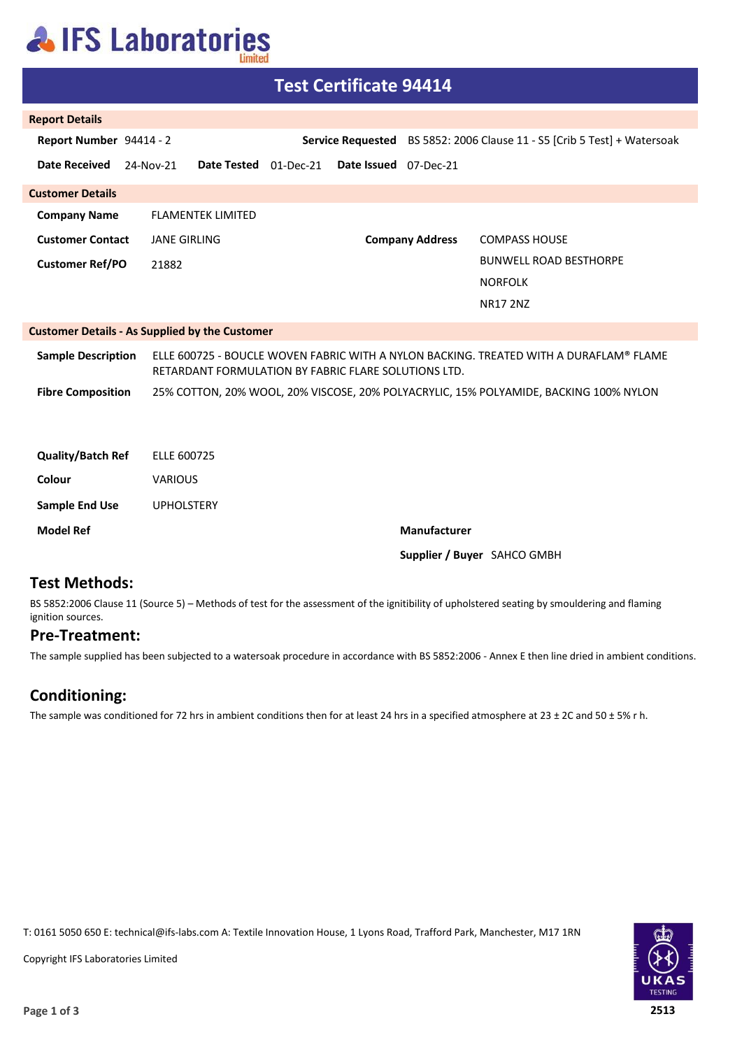# IFS Laboratories Limited

## Test Certificate 94414

### Report Details

**Report Number** 94414 - 2

**Service Requested** BS 5852: 2006 Clause 11 - S5 [Crib 5 Test] + Watersoak

**Date Received** 24-Nov-21 **Date Tested** 01-Dec-21 **Date Issued** 07-Dec-21

### Customer Details

**Company Name** FLAMENTEK LIMITED

**Customer Contact** JANE GIRLING

**Customer Ref/PO** 21882

**Company Address** COMPASS HOUSE
BUNWELL ROAD BESTHORPE
NORFOLK
NR17 2NZ

### Customer Details - As Supplied by the Customer

**Sample Description** ELLE 600725 - BOUCLE WOVEN FABRIC WITH A NYLON BACKING. TREATED WITH A DURAFLAM® FLAME RETARDANT FORMULATION BY FABRIC FLARE SOLUTIONS LTD.

**Fibre Composition** 25% COTTON, 20% WOOL, 20% VISCOSE, 20% POLYACRYLIC, 15% POLYAMIDE, BACKING 100% NYLON

**Quality/Batch Ref** ELLE 600725

**Colour** VARIOUS

**Sample End Use** UPHOLSTERY

**Model Ref**

**Manufacturer**

**Supplier / Buyer** SAHCO GMBH

## Test Methods:

BS 5852:2006 Clause 11 (Source 5) – Methods of test for the assessment of the ignitibility of upholstered seating by smouldering and flaming ignition sources.

## Pre-Treatment:

The sample supplied has been subjected to a watersoak procedure in accordance with BS 5852:2006 - Annex E then line dried in ambient conditions.

## Conditioning:

The sample was conditioned for 72 hrs in ambient conditions then for at least 24 hrs in a specified atmosphere at 23 ± 2C and 50 ± 5% r h.

T: 0161 5050 650 E: technical@ifs-labs.com A: Textile Innovation House, 1 Lyons Road, Trafford Park, Manchester, M17 1RN

Copyright IFS Laboratories Limited

UKAS TESTING 2513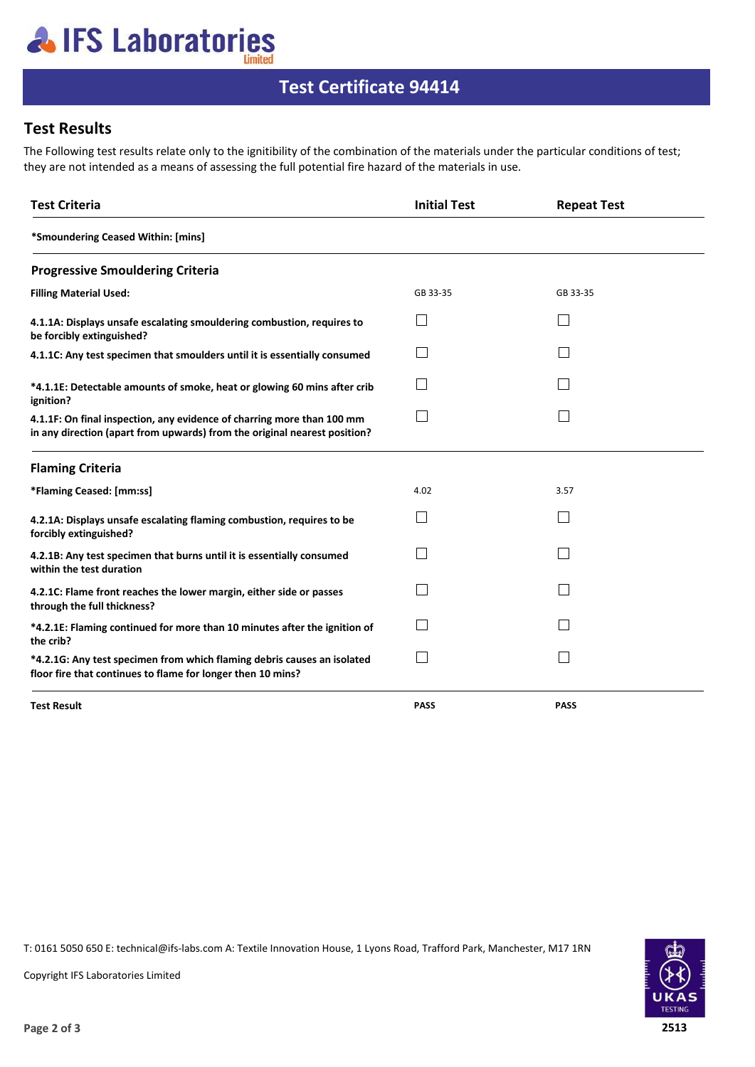# IFS Laboratories Limited

## Test Certificate 94414

### Test Results

The Following test results relate only to the ignitibility of the combination of the materials under the particular conditions of test; they are not intended as a means of assessing the full potential fire hazard of the materials in use.

| Test Criteria | Initial Test | Repeat Test |
|---|---|---|
| **\*Smoundering Ceased Within: [mins]** | | |
| **Progressive Smouldering Criteria** | | |
| **Filling Material Used:** | GB 33-35 | GB 33-35 |
| **4.1.1A: Displays unsafe escalating smouldering combustion, requires to be forcibly extinguished?** | ☐ | ☐ |
| **4.1.1C: Any test specimen that smoulders until it is essentially consumed** | ☐ | ☐ |
| **\*4.1.1E: Detectable amounts of smoke, heat or glowing 60 mins after crib ignition?** | ☐ | ☐ |
| **4.1.1F: On final inspection, any evidence of charring more than 100 mm in any direction (apart from upwards) from the original nearest position?** | ☐ | ☐ |
| **Flaming Criteria** | | |
| **\*Flaming Ceased: [mm:ss]** | 4.02 | 3.57 |
| **4.2.1A: Displays unsafe escalating flaming combustion, requires to be forcibly extinguished?** | ☐ | ☐ |
| **4.2.1B: Any test specimen that burns until it is essentially consumed within the test duration** | ☐ | ☐ |
| **4.2.1C: Flame front reaches the lower margin, either side or passes through the full thickness?** | ☐ | ☐ |
| **\*4.2.1E: Flaming continued for more than 10 minutes after the ignition of the crib?** | ☐ | ☐ |
| **\*4.2.1G: Any test specimen from which flaming debris causes an isolated floor fire that continues to flame for longer then 10 mins?** | ☐ | ☐ |
| **Test Result** | **PASS** | **PASS** |

T: 0161 5050 650 E: technical@ifs-labs.com A: Textile Innovation House, 1 Lyons Road, Trafford Park, Manchester, M17 1RN

Copyright IFS Laboratories Limited

UKAS TESTING 2513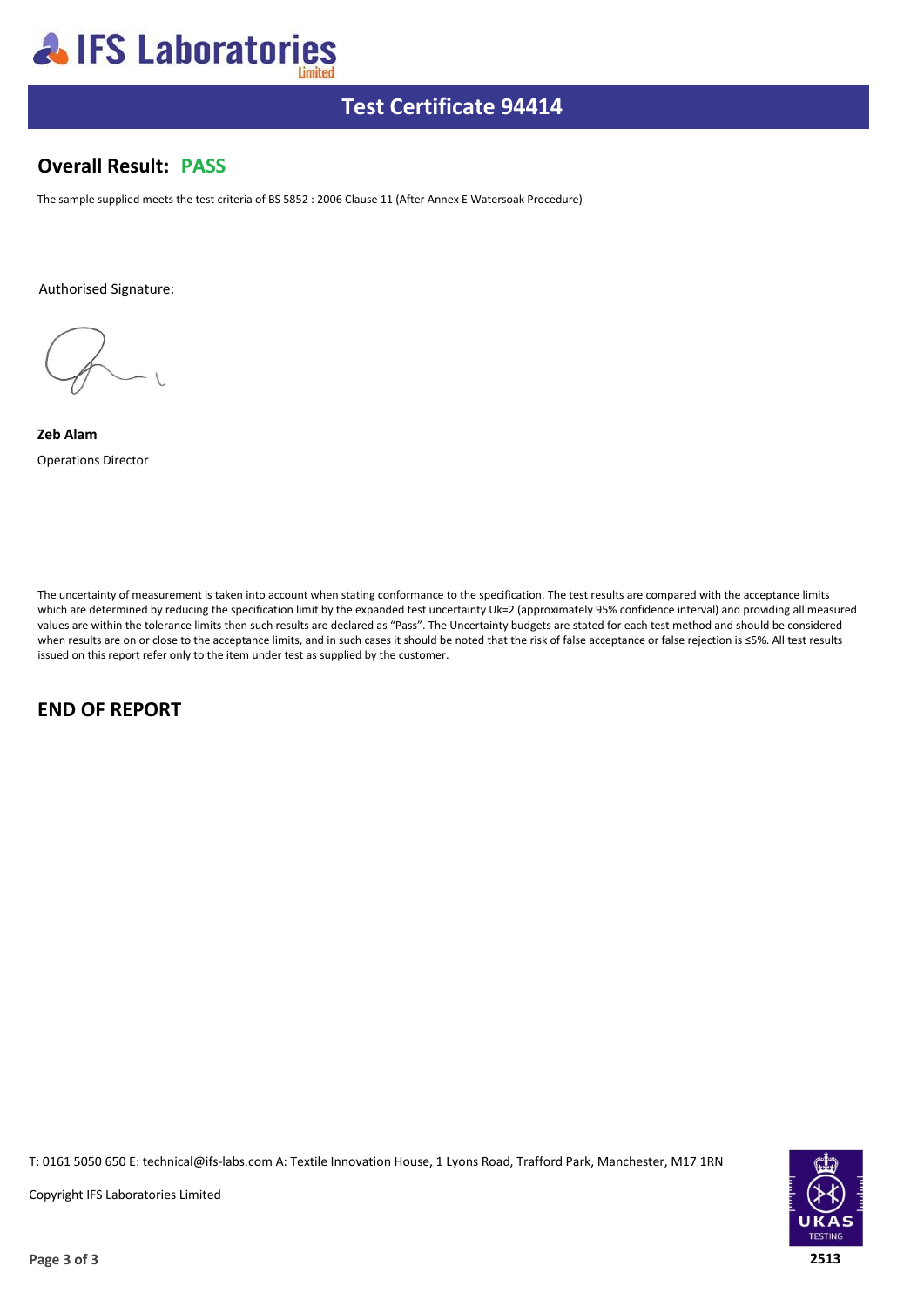# Test Certificate 94414

## Overall Result: PASS

The sample supplied meets the test criteria of BS 5852 : 2006 Clause 11 (After Annex E Watersoak Procedure)

Authorised Signature:

**Zeb Alam**

Operations Director

The uncertainty of measurement is taken into account when stating conformance to the specification. The test results are compared with the acceptance limits which are determined by reducing the specification limit by the expanded test uncertainty Uk=2 (approximately 95% confidence interval) and providing all measured values are within the tolerance limits then such results are declared as "Pass". The Uncertainty budgets are stated for each test method and should be considered when results are on or close to the acceptance limits, and in such cases it should be noted that the risk of false acceptance or false rejection is ≤5%. All test results issued on this report refer only to the item under test as supplied by the customer.

## END OF REPORT

T: 0161 5050 650 E: technical@ifs-labs.com A: Textile Innovation House, 1 Lyons Road, Trafford Park, Manchester, M17 1RN

Copyright IFS Laboratories Limited

UKAS TESTING 2513